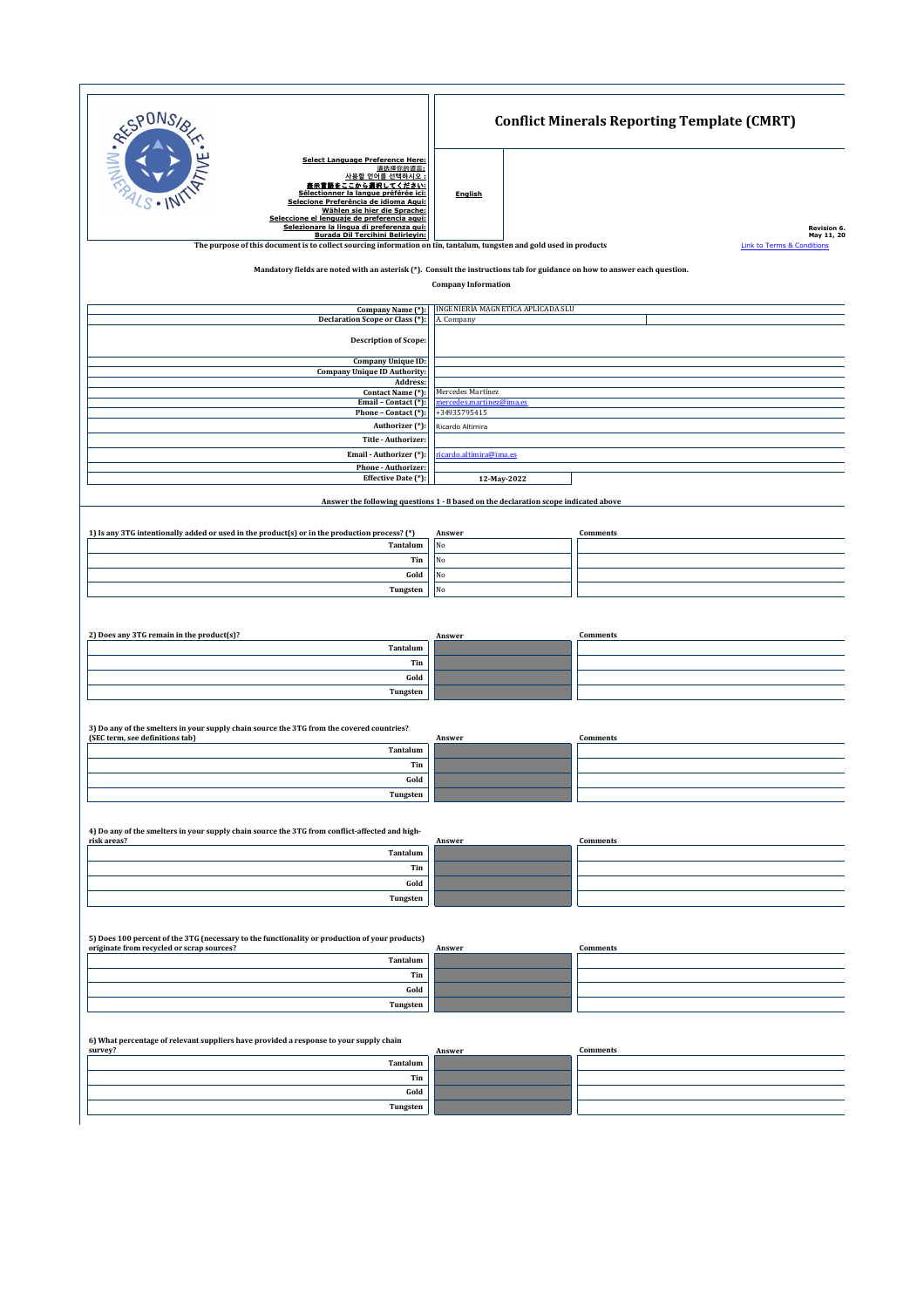# Conflict Minerals Reporting Template (CMRT)

Select Language Preference Here:
请选择你的语言:
사용할 언어를 선택하시오 :
表示言語をここから選択してください:
Sélectionner la langue préférée ici:
Selecione Preferência de idioma Aqui:
Wählen sie hier die Sprache:
Seleccione el lenguaje de preferencia aqui:
Selezionare la lingua di preferenza qui:
Burada Dil Tercihini Belirleyin:

English

Revision 6.
May 11, 20

The purpose of this document is to collect sourcing information on tin, tantalum, tungsten and gold used in products

Link to Terms & Conditions

Mandatory fields are noted with an asterisk (*). Consult the instructions tab for guidance on how to answer each question.

**Company Information**

| Field | Value |
|---|---|
| Company Name (*): | INGENIERIA MAGNETICA APLICADA SLU |
| Declaration Scope or Class (*): | A. Company |
| Description of Scope: | |
| Company Unique ID: | |
| Company Unique ID Authority: | |
| Address: | |
| Contact Name (*): | Mercedes Martinez |
| Email – Contact (*): | mercedes.martinez@ima.es |
| Phone – Contact (*): | +34935795415 |
| Authorizer (*): | Ricardo Altimira |
| Title - Authorizer: | |
| Email - Authorizer (*): | ricardo.altimira@ima.es |
| Phone - Authorizer: | |
| Effective Date (*): | 12-May-2022 |

**Answer the following questions 1 - 8 based on the declaration scope indicated above**

| 1) Is any 3TG intentionally added or used in the product(s) or in the production process? (*) | Answer | Comments |
|---|---|---|
| Tantalum | No | |
| Tin | No | |
| Gold | No | |
| Tungsten | No | |

| 2) Does any 3TG remain in the product(s)? | Answer | Comments |
|---|---|---|
| Tantalum | | |
| Tin | | |
| Gold | | |
| Tungsten | | |

| 3) Do any of the smelters in your supply chain source the 3TG from the covered countries? (SEC term, see definitions tab) | Answer | Comments |
|---|---|---|
| Tantalum | | |
| Tin | | |
| Gold | | |
| Tungsten | | |

| 4) Do any of the smelters in your supply chain source the 3TG from conflict-affected and high-risk areas? | Answer | Comments |
|---|---|---|
| Tantalum | | |
| Tin | | |
| Gold | | |
| Tungsten | | |

| 5) Does 100 percent of the 3TG (necessary to the functionality or production of your products) originate from recycled or scrap sources? | Answer | Comments |
|---|---|---|
| Tantalum | | |
| Tin | | |
| Gold | | |
| Tungsten | | |

| 6) What percentage of relevant suppliers have provided a response to your supply chain survey? | Answer | Comments |
|---|---|---|
| Tantalum | | |
| Tin | | |
| Gold | | |
| Tungsten | | |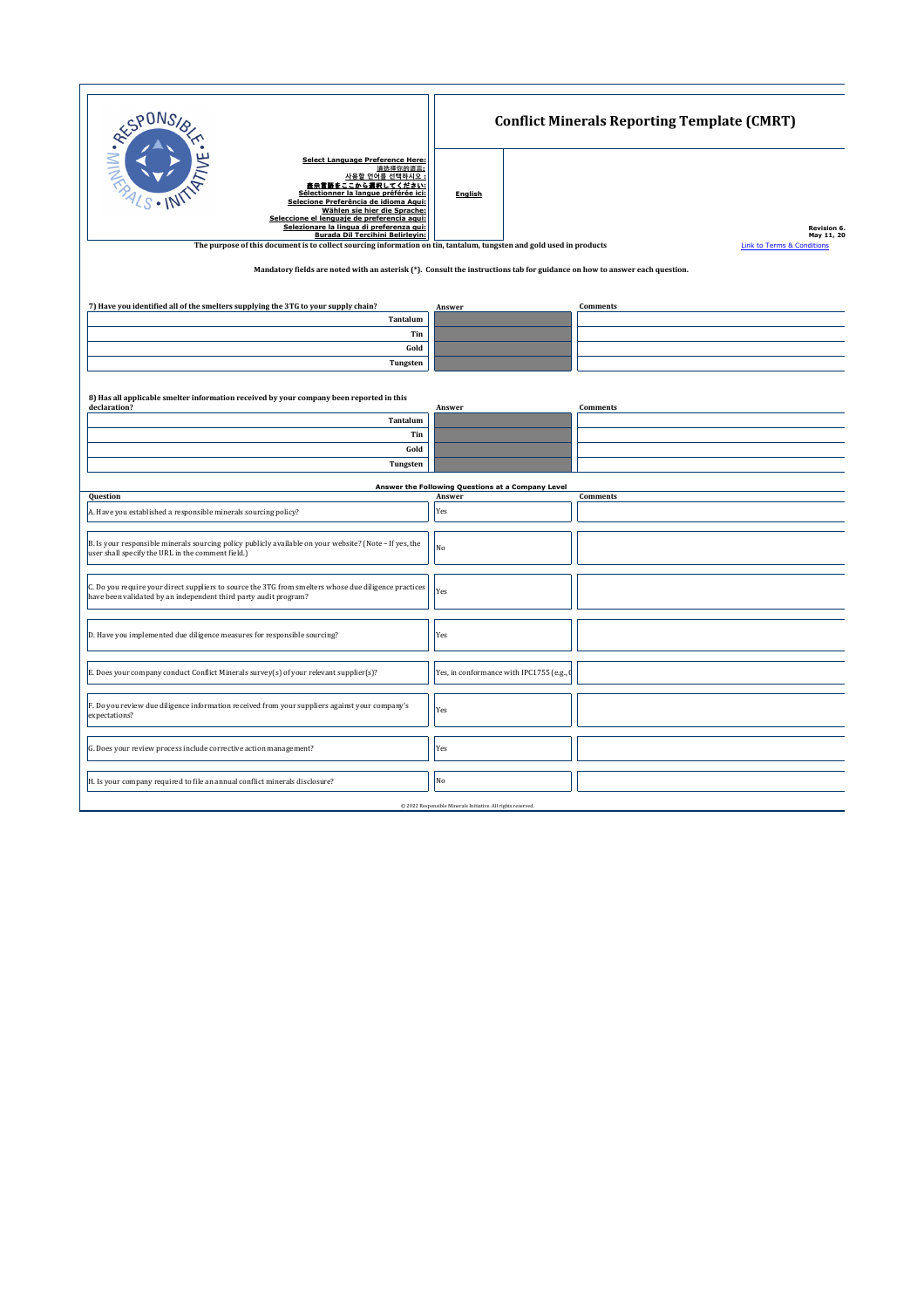# Conflict Minerals Reporting Template (CMRT)

**Select Language Preference Here:**
**请选择你的语言:**
**사용할 언어를 선택하시오 :**
**表示言語をここから選択してください:**
**Sélectionner la langue préférée ici:**
**Selecione Preferência de idioma Aqui:**
**Wählen sie hier die Sprache:**
**Seleccione el lenguaje de preferencia aqui:**
**Selezionare la lingua di preferenza qui:**
**Burada Dil Tercihini Belirleyin:**

**English**

**Revision 6.**
**May 11, 20**

**The purpose of this document is to collect sourcing information on tin, tantalum, tungsten and gold used in products**

Link to Terms & Conditions

**Mandatory fields are noted with an asterisk (*). Consult the instructions tab for guidance on how to answer each question.**

| 7) Have you identified all of the smelters supplying the 3TG to your supply chain? | Answer | Comments |
|---|---|---|
| **Tantalum** | | |
| **Tin** | | |
| **Gold** | | |
| **Tungsten** | | |

| 8) Has all applicable smelter information received by your company been reported in this declaration? | Answer | Comments |
|---|---|---|
| **Tantalum** | | |
| **Tin** | | |
| **Gold** | | |
| **Tungsten** | | |

**Answer the Following Questions at a Company Level**

| Question | Answer | Comments |
|---|---|---|
| A. Have you established a responsible minerals sourcing policy? | Yes | |
| B. Is your responsible minerals sourcing policy publicly available on your website? (Note – If yes, the user shall specify the URL in the comment field.) | No | |
| C. Do you require your direct suppliers to source the 3TG from smelters whose due diligence practices have been validated by an independent third party audit program? | Yes | |
| D. Have you implemented due diligence measures for responsible sourcing? | Yes | |
| E. Does your company conduct Conflict Minerals survey(s) of your relevant supplier(s)? | Yes, in conformance with IPC1755 (e.g., C | |
| F. Do you review due diligence information received from your suppliers against your company's expectations? | Yes | |
| G. Does your review process include corrective action management? | Yes | |
| H. Is your company required to file an annual conflict minerals disclosure? | No | |

© 2022 Responsible Minerals Initiative. All rights reserved.